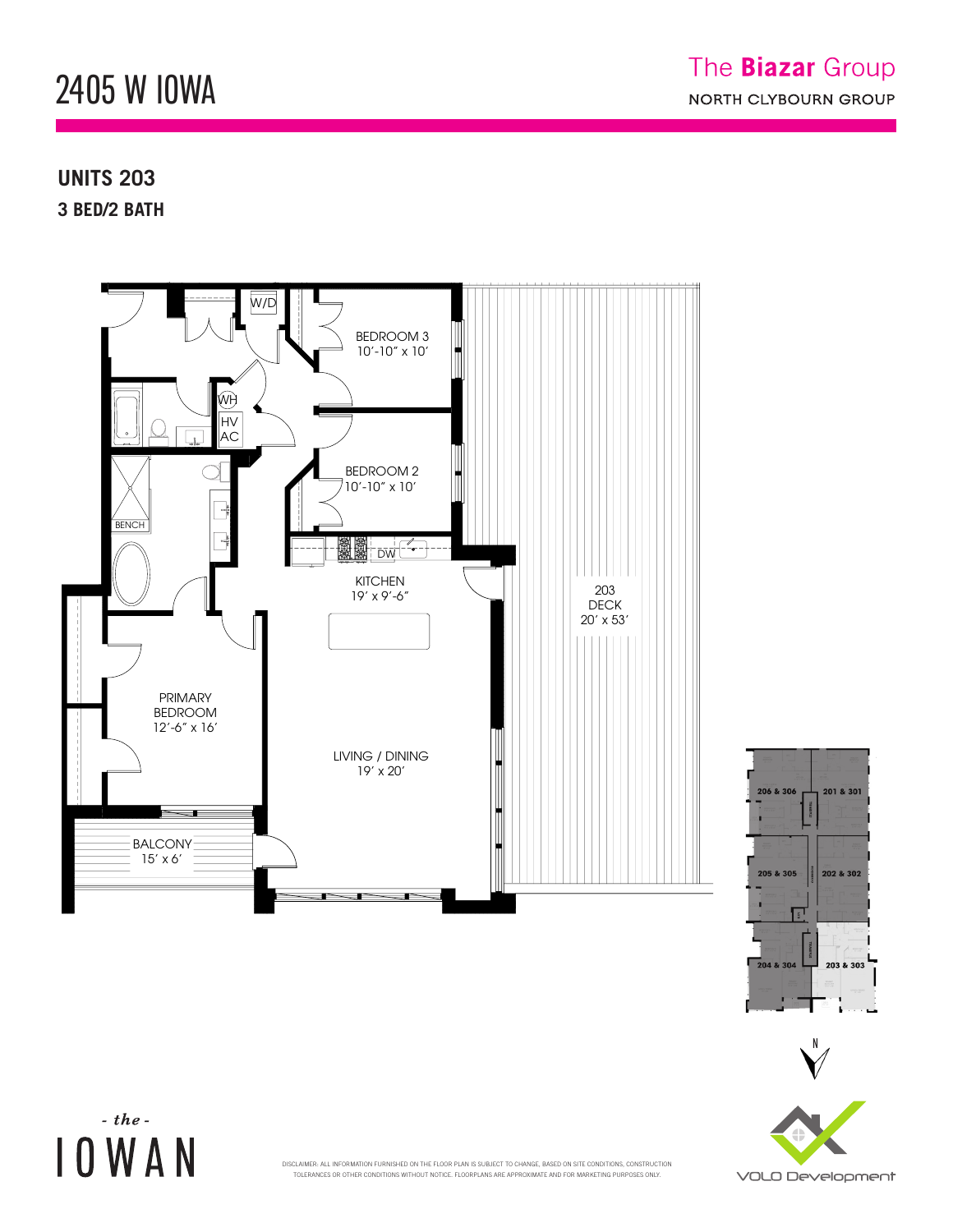# 2405 W IOWA

The **Biazar** Group
NORTH CLYBOURN GROUP

## UNITS 203
### 3 BED/2 BATH

W/D

BEDROOM 3
10'-10" x 10'

WH

HV AC

BEDROOM 2
10'-10" x 10'

BENCH

DW

KITCHEN
19' x 9'-6"

203
DECK
20' x 53'

PRIMARY BEDROOM
12'-6" x 16'

LIVING / DINING
19' x 20'

BALCONY
15' x 6'

206 & 306
201 & 301
205 & 305
202 & 302
204 & 304
203 & 303

N

- *the* -
IOWAN

DISCLAIMER: ALL INFORMATION FURNISHED ON THE FLOOR PLAN IS SUBJECT TO CHANGE, BASED ON SITE CONDITIONS, CONSTRUCTION TOLERANCES OR OTHER CONDITIONS WITHOUT NOTICE. FLOORPLANS ARE APPROXIMATE AND FOR MARKETING PURPOSES ONLY.

VOLO Development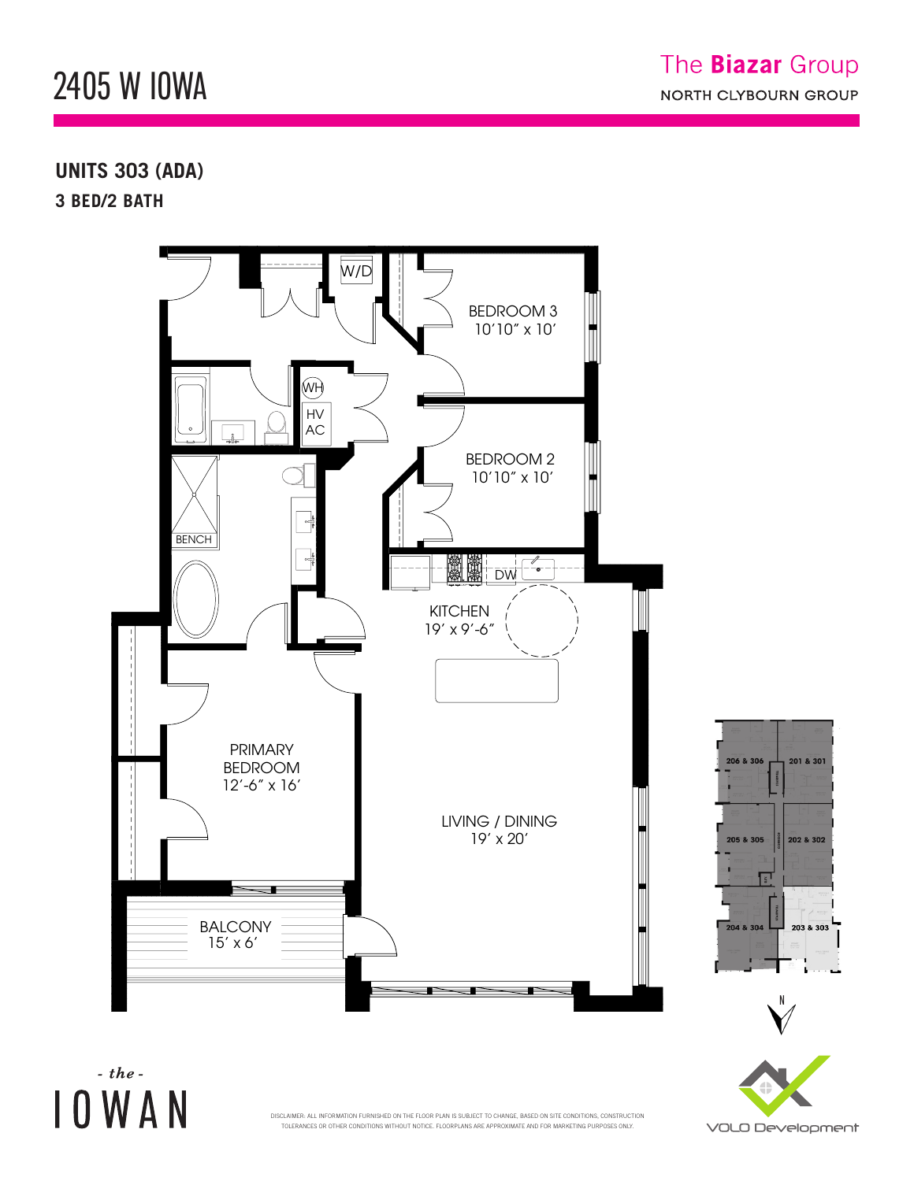# 2405 W IOWA

The **Biazar** Group
NORTH CLYBOURN GROUP

## UNITS 303 (ADA)

### 3 BED/2 BATH

W/D

BEDROOM 3
10'10" x 10'

WH

HV AC

BEDROOM 2
10'10" x 10'

DW

BENCH

KITCHEN
19' x 9'-6"

PRIMARY BEDROOM
12'-6" x 16'

LIVING / DINING
19' x 20'

BALCONY
15' x 6'

206 & 306
201 & 301
205 & 305
202 & 302
204 & 304
203 & 303

N

- the -
IOWAN

DISCLAIMER: ALL INFORMATION FURNISHED ON THE FLOOR PLAN IS SUBJECT TO CHANGE, BASED ON SITE CONDITIONS, CONSTRUCTION TOLERANCES OR OTHER CONDITIONS WITHOUT NOTICE. FLOORPLANS ARE APPROXIMATE AND FOR MARKETING PURPOSES ONLY.

VOLO Development